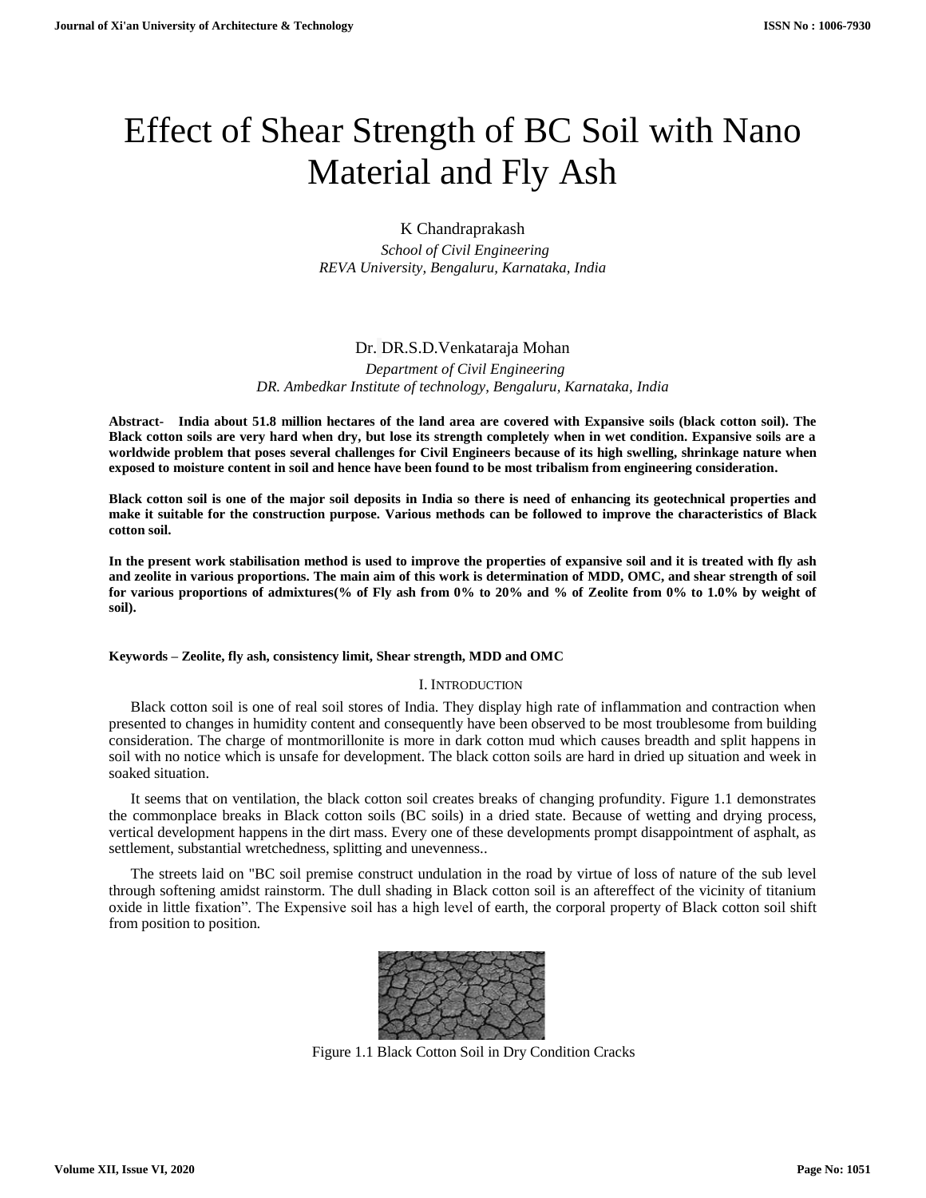# Effect of Shear Strength of BC Soil with Nano Material and Fly Ash

K Chandraprakash

*School of Civil Engineering*
*REVA University, Bengaluru, Karnataka, India*

Dr. DR.S.D.Venkataraja Mohan

*Department of Civil Engineering*
*DR. Ambedkar Institute of technology, Bengaluru, Karnataka, India*

**Abstract- India about 51.8 million hectares of the land area are covered with Expansive soils (black cotton soil). The Black cotton soils are very hard when dry, but lose its strength completely when in wet condition. Expansive soils are a worldwide problem that poses several challenges for Civil Engineers because of its high swelling, shrinkage nature when exposed to moisture content in soil and hence have been found to be most tribalism from engineering consideration.**

**Black cotton soil is one of the major soil deposits in India so there is need of enhancing its geotechnical properties and make it suitable for the construction purpose. Various methods can be followed to improve the characteristics of Black cotton soil.**

**In the present work stabilisation method is used to improve the properties of expansive soil and it is treated with fly ash and zeolite in various proportions. The main aim of this work is determination of MDD, OMC, and shear strength of soil for various proportions of admixtures(% of Fly ash from 0% to 20% and % of Zeolite from 0% to 1.0% by weight of soil).**

**Keywords – Zeolite, fly ash, consistency limit, Shear strength, MDD and OMC**

## I. INTRODUCTION

Black cotton soil is one of real soil stores of India. They display high rate of inflammation and contraction when presented to changes in humidity content and consequently have been observed to be most troublesome from building consideration. The charge of montmorillonite is more in dark cotton mud which causes breadth and split happens in soil with no notice which is unsafe for development. The black cotton soils are hard in dried up situation and week in soaked situation.

It seems that on ventilation, the black cotton soil creates breaks of changing profundity. Figure 1.1 demonstrates the commonplace breaks in Black cotton soils (BC soils) in a dried state. Because of wetting and drying process, vertical development happens in the dirt mass. Every one of these developments prompt disappointment of asphalt, as settlement, substantial wretchedness, splitting and unevenness..

The streets laid on "BC soil premise construct undulation in the road by virtue of loss of nature of the sub level through softening amidst rainstorm. The dull shading in Black cotton soil is an aftereffect of the vicinity of titanium oxide in little fixation". The Expensive soil has a high level of earth, the corporal property of Black cotton soil shift from position to position.

Figure 1.1 Black Cotton Soil in Dry Condition Cracks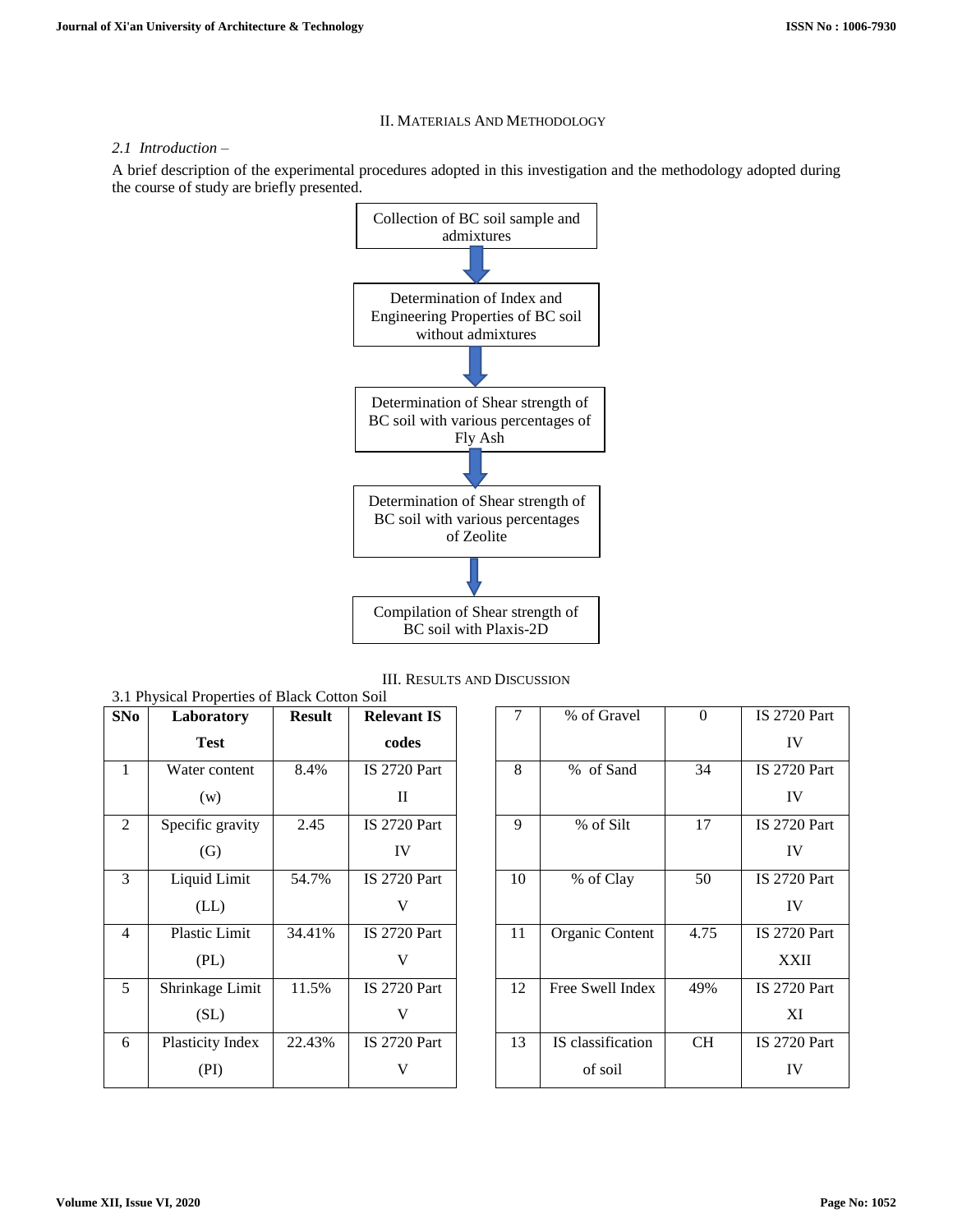## II. Materials And Methodology

### *2.1 Introduction –*

A brief description of the experimental procedures adopted in this investigation and the methodology adopted during the course of study are briefly presented.

Collection of BC soil sample and admixtures

↓

Determination of Index and Engineering Properties of BC soil without admixtures

↓

Determination of Shear strength of BC soil with various percentages of Fly Ash

↓

Determination of Shear strength of BC soil with various percentages of Zeolite

↓

Compilation of Shear strength of BC soil with Plaxis-2D

## III. Results and Discussion

3.1 Physical Properties of Black Cotton Soil

| SNo | Laboratory Test | Result | Relevant IS codes |
|---|---|---|---|
| 1 | Water content (w) | 8.4% | IS 2720 Part II |
| 2 | Specific gravity (G) | 2.45 | IS 2720 Part IV |
| 3 | Liquid Limit (LL) | 54.7% | IS 2720 Part V |
| 4 | Plastic Limit (PL) | 34.41% | IS 2720 Part V |
| 5 | Shrinkage Limit (SL) | 11.5% | IS 2720 Part V |
| 6 | Plasticity Index (PI) | 22.43% | IS 2720 Part V |
| 7 | % of Gravel | 0 | IS 2720 Part IV |
| 8 | % of Sand | 34 | IS 2720 Part IV |
| 9 | % of Silt | 17 | IS 2720 Part IV |
| 10 | % of Clay | 50 | IS 2720 Part IV |
| 11 | Organic Content | 4.75 | IS 2720 Part XXII |
| 12 | Free Swell Index | 49% | IS 2720 Part XI |
| 13 | IS classification of soil | CH | IS 2720 Part IV |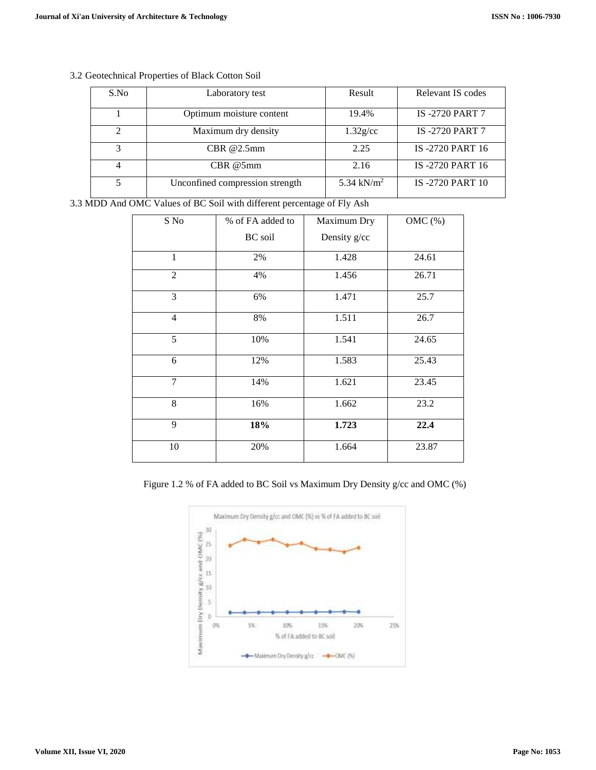### 3.2 Geotechnical Properties of Black Cotton Soil

| S.No | Laboratory test | Result | Relevant IS codes |
|---|---|---|---|
| 1 | Optimum moisture content | 19.4% | IS -2720 PART 7 |
| 2 | Maximum dry density | 1.32g/cc | IS -2720 PART 7 |
| 3 | CBR @2.5mm | 2.25 | IS -2720 PART 16 |
| 4 | CBR @5mm | 2.16 | IS -2720 PART 16 |
| 5 | Unconfined compression strength | 5.34 $kN/m^2$ | IS -2720 PART 10 |

### 3.3 MDD And OMC Values of BC Soil with different percentage of Fly Ash

| S No | % of FA added to BC soil | Maximum Dry Density g/cc | OMC (%) |
|---|---|---|---|
| 1 | 2% | 1.428 | 24.61 |
| 2 | 4% | 1.456 | 26.71 |
| 3 | 6% | 1.471 | 25.7 |
| 4 | 8% | 1.511 | 26.7 |
| 5 | 10% | 1.541 | 24.65 |
| 6 | 12% | 1.583 | 25.43 |
| 7 | 14% | 1.621 | 23.45 |
| 8 | 16% | 1.662 | 23.2 |
| 9 | **18%** | **1.723** | **22.4** |
| 10 | 20% | 1.664 | 23.87 |

Figure 1.2 % of FA added to BC Soil vs Maximum Dry Density g/cc and OMC (%)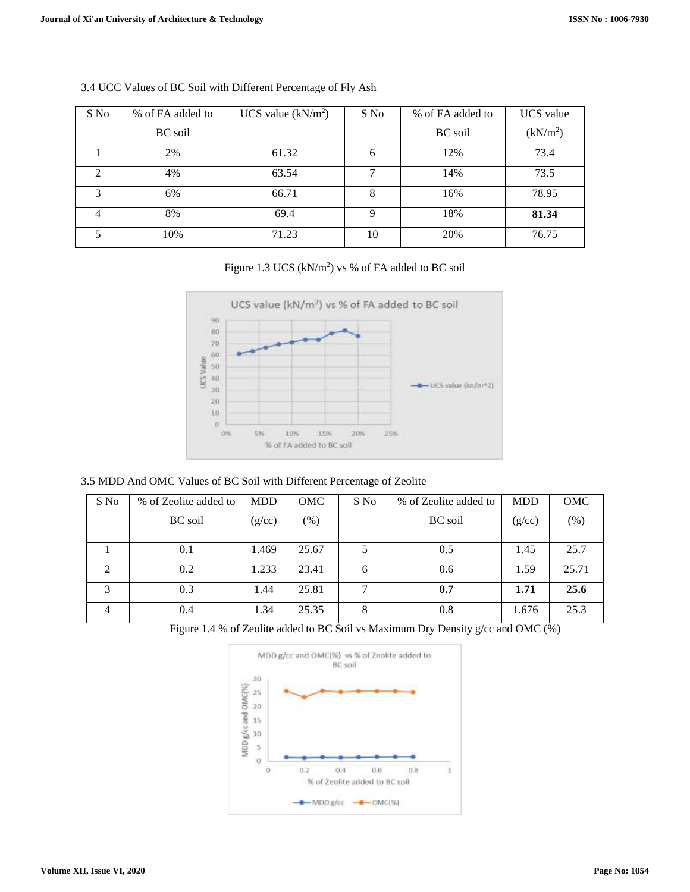3.4 UCC Values of BC Soil with Different Percentage of Fly Ash

| S No | % of FA added to BC soil | UCS value (kN/m$^2$) | S No | % of FA added to BC soil | UCS value (kN/m$^2$) |
|---|---|---|---|---|---|
| 1 | 2% | 61.32 | 6 | 12% | 73.4 |
| 2 | 4% | 63.54 | 7 | 14% | 73.5 |
| 3 | 6% | 66.71 | 8 | 16% | 78.95 |
| 4 | 8% | 69.4 | 9 | 18% | **81.34** |
| 5 | 10% | 71.23 | 10 | 20% | 76.75 |

Figure 1.3 UCS (kN/m$^2$) vs % of FA added to BC soil

3.5 MDD And OMC Values of BC Soil with Different Percentage of Zeolite

| S No | % of Zeolite added to BC soil | MDD (g/cc) | OMC (%) | S No | % of Zeolite added to BC soil | MDD (g/cc) | OMC (%) |
|---|---|---|---|---|---|---|---|
| 1 | 0.1 | 1.469 | 25.67 | 5 | 0.5 | 1.45 | 25.7 |
| 2 | 0.2 | 1.233 | 23.41 | 6 | 0.6 | 1.59 | 25.71 |
| 3 | 0.3 | 1.44 | 25.81 | 7 | **0.7** | **1.71** | **25.6** |
| 4 | 0.4 | 1.34 | 25.35 | 8 | 0.8 | 1.676 | 25.3 |

Figure 1.4 % of Zeolite added to BC Soil vs Maximum Dry Density g/cc and OMC (%)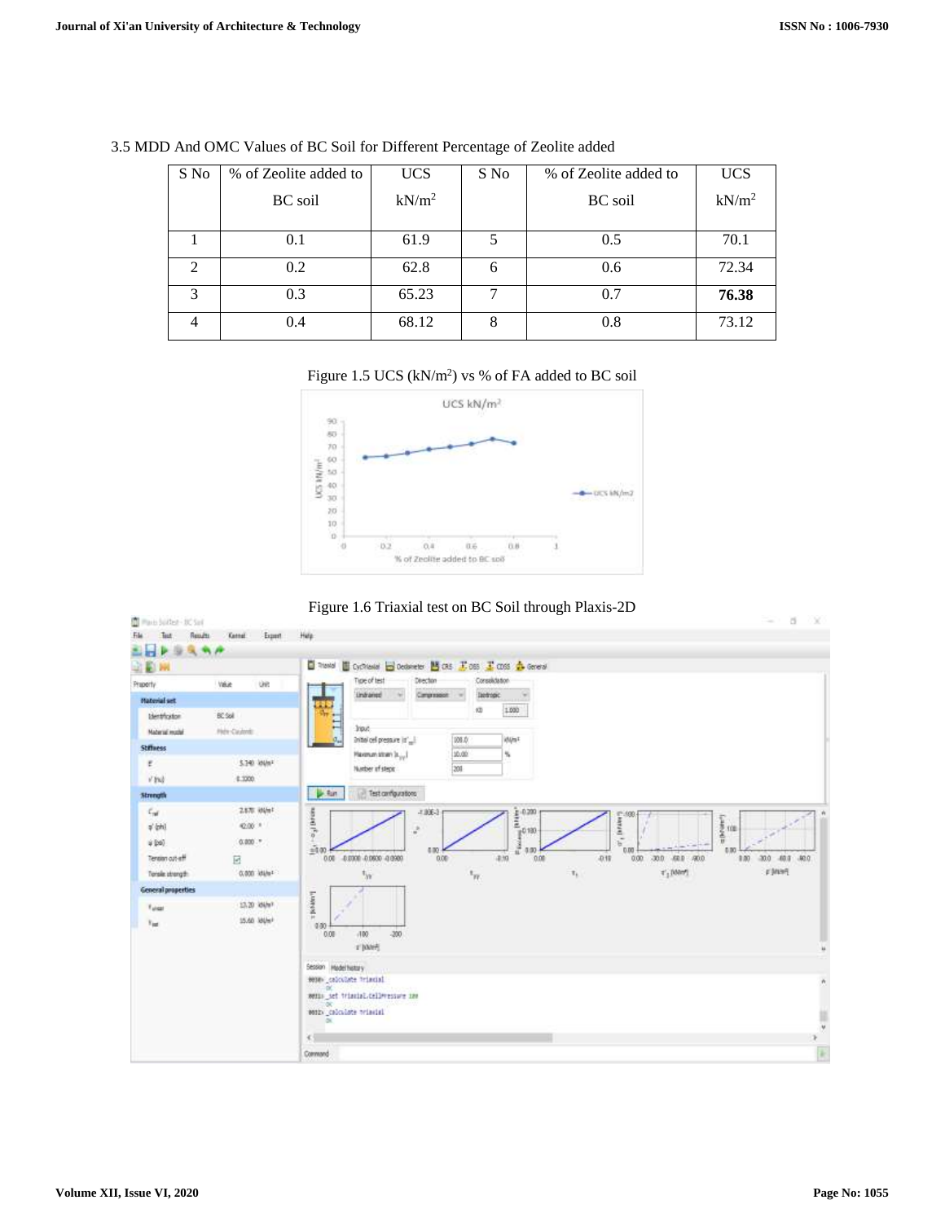3.5 MDD And OMC Values of BC Soil for Different Percentage of Zeolite added

| S No | % of Zeolite added to BC soil | UCS kN/m$^2$ | S No | % of Zeolite added to BC soil | UCS kN/m$^2$ |
|---|---|---|---|---|---|
| 1 | 0.1 | 61.9 | 5 | 0.5 | 70.1 |
| 2 | 0.2 | 62.8 | 6 | 0.6 | 72.34 |
| 3 | 0.3 | 65.23 | 7 | 0.7 | **76.38** |
| 4 | 0.4 | 68.12 | 8 | 0.8 | 73.12 |

Figure 1.5 UCS (kN/m$^2$) vs % of FA added to BC soil

Figure 1.6 Triaxial test on BC Soil through Plaxis-2D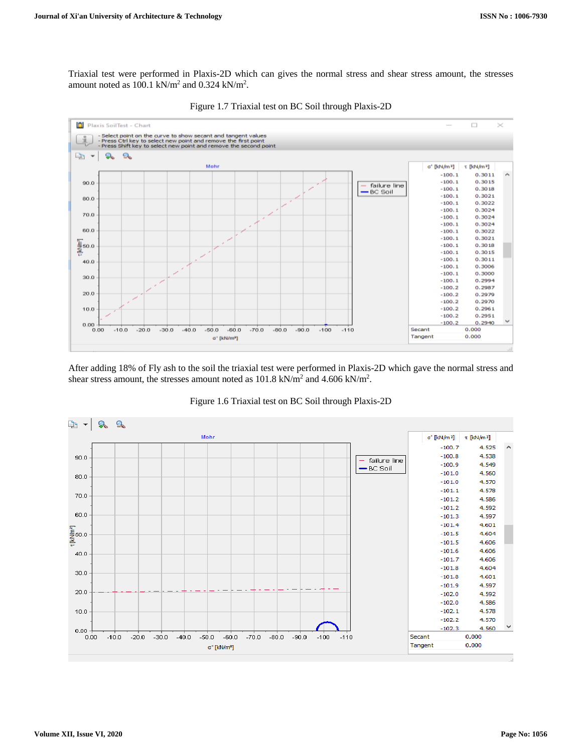Triaxial test were performed in Plaxis-2D which can gives the normal stress and shear stress amount, the stresses amount noted as 100.1 kN/m$^2$ and 0.324 kN/m$^2$.

Figure 1.7 Triaxial test on BC Soil through Plaxis-2D

After adding 18% of Fly ash to the soil the triaxial test were performed in Plaxis-2D which gave the normal stress and shear stress amount, the stresses amount noted as 101.8 kN/m$^2$ and 4.606 kN/m$^2$.

Figure 1.6 Triaxial test on BC Soil through Plaxis-2D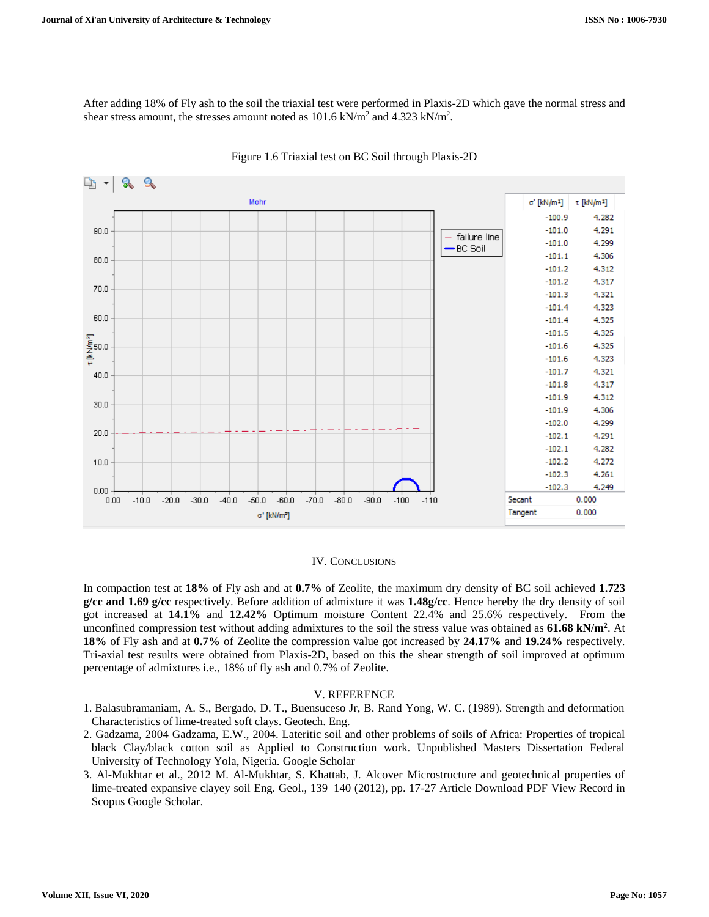After adding 18% of Fly ash to the soil the triaxial test were performed in Plaxis-2D which gave the normal stress and shear stress amount, the stresses amount noted as 101.6 kN/m$^2$ and 4.323 kN/m$^2$.

Figure 1.6 Triaxial test on BC Soil through Plaxis-2D

| σ' [kN/m²] | τ [kN/m²] |
|---|---|
| -100.9 | 4.282 |
| -101.0 | 4.291 |
| -101.0 | 4.299 |
| -101.1 | 4.306 |
| -101.2 | 4.312 |
| -101.2 | 4.317 |
| -101.3 | 4.321 |
| -101.4 | 4.323 |
| -101.4 | 4.325 |
| -101.5 | 4.325 |
| -101.6 | 4.325 |
| -101.6 | 4.323 |
| -101.7 | 4.321 |
| -101.8 | 4.317 |
| -101.9 | 4.312 |
| -101.9 | 4.306 |
| -102.0 | 4.299 |
| -102.1 | 4.291 |
| -102.1 | 4.282 |
| -102.2 | 4.272 |
| -102.3 | 4.261 |
| -102.3 | 4.249 |
| Secant | 0.000 |
| Tangent | 0.000 |

## IV. Conclusions

In compaction test at **18%** of Fly ash and at **0.7%** of Zeolite, the maximum dry density of BC soil achieved **1.723 g/cc and 1.69 g/cc** respectively. Before addition of admixture it was **1.48g/cc**. Hence hereby the dry density of soil got increased at **14.1%** and **12.42%** Optimum moisture Content 22.4% and 25.6% respectively. From the unconfined compression test without adding admixtures to the soil the stress value was obtained as **61.68 kN/m$^2$**. At **18%** of Fly ash and at **0.7%** of Zeolite the compression value got increased by **24.17%** and **19.24%** respectively. Tri-axial test results were obtained from Plaxis-2D, based on this the shear strength of soil improved at optimum percentage of admixtures i.e., 18% of fly ash and 0.7% of Zeolite.

## V. Reference

1. Balasubramaniam, A. S., Bergado, D. T., Buensuceso Jr, B. Rand Yong, W. C. (1989). Strength and deformation Characteristics of lime-treated soft clays. Geotech. Eng.
2. Gadzama, 2004 Gadzama, E.W., 2004. Lateritic soil and other problems of soils of Africa: Properties of tropical black Clay/black cotton soil as Applied to Construction work. Unpublished Masters Dissertation Federal University of Technology Yola, Nigeria. Google Scholar
3. Al-Mukhtar et al., 2012 M. Al-Mukhtar, S. Khattab, J. Alcover Microstructure and geotechnical properties of lime-treated expansive clayey soil Eng. Geol., 139–140 (2012), pp. 17-27 Article Download PDF View Record in Scopus Google Scholar.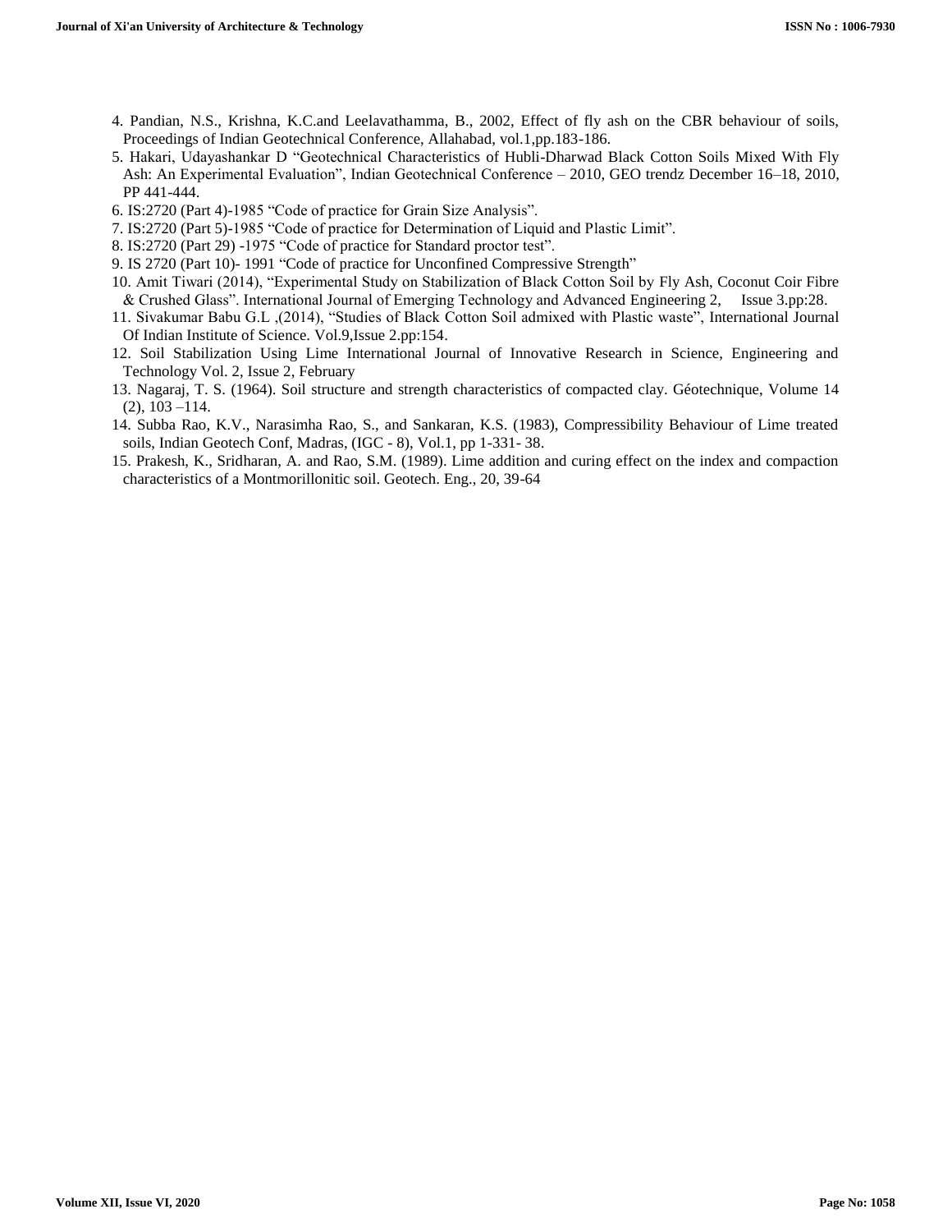4. Pandian, N.S., Krishna, K.C.and Leelavathamma, B., 2002, Effect of fly ash on the CBR behaviour of soils, Proceedings of Indian Geotechnical Conference, Allahabad, vol.1,pp.183-186.
5. Hakari, Udayashankar D "Geotechnical Characteristics of Hubli-Dharwad Black Cotton Soils Mixed With Fly Ash: An Experimental Evaluation", Indian Geotechnical Conference – 2010, GEO trendz December 16–18, 2010, PP 441-444.
6. IS:2720 (Part 4)-1985 "Code of practice for Grain Size Analysis".
7. IS:2720 (Part 5)-1985 "Code of practice for Determination of Liquid and Plastic Limit".
8. IS:2720 (Part 29) -1975 "Code of practice for Standard proctor test".
9. IS 2720 (Part 10)- 1991 "Code of practice for Unconfined Compressive Strength"
10. Amit Tiwari (2014), "Experimental Study on Stabilization of Black Cotton Soil by Fly Ash, Coconut Coir Fibre & Crushed Glass". International Journal of Emerging Technology and Advanced Engineering 2, Issue 3.pp:28.
11. Sivakumar Babu G.L ,(2014), "Studies of Black Cotton Soil admixed with Plastic waste", International Journal Of Indian Institute of Science. Vol.9,Issue 2.pp:154.
12. Soil Stabilization Using Lime International Journal of Innovative Research in Science, Engineering and Technology Vol. 2, Issue 2, February
13. Nagaraj, T. S. (1964). Soil structure and strength characteristics of compacted clay. Géotechnique, Volume 14 (2), 103 –114.
14. Subba Rao, K.V., Narasimha Rao, S., and Sankaran, K.S. (1983), Compressibility Behaviour of Lime treated soils, Indian Geotech Conf, Madras, (IGC - 8), Vol.1, pp 1-331- 38.
15. Prakesh, K., Sridharan, A. and Rao, S.M. (1989). Lime addition and curing effect on the index and compaction characteristics of a Montmorillonitic soil. Geotech. Eng., 20, 39-64